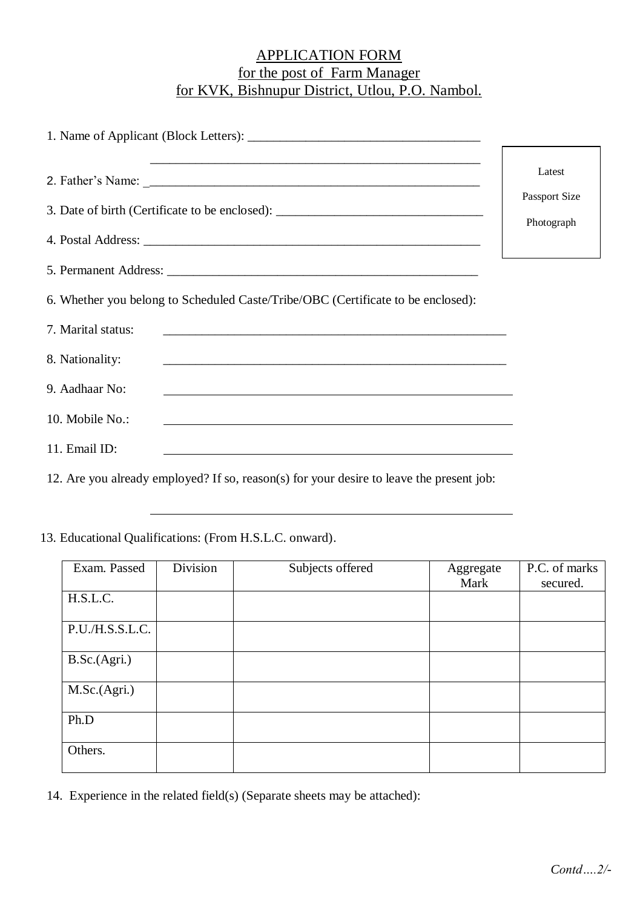# APPLICATION FORM
## for the post of Farm Manager
## for KVK, Bishnupur District, Utlou, P.O. Nambol.

Latest Passport Size Photograph

1. Name of Applicant (Block Letters): ___________________________________

   ___________________________________

2. Father's Name: ___________________________________

3. Date of birth (Certificate to be enclosed): ___________________________________

4. Postal Address: ___________________________________

5. Permanent Address: ___________________________________

6. Whether you belong to Scheduled Caste/Tribe/OBC (Certificate to be enclosed):

7. Marital status: ___________________________________

8. Nationality: ___________________________________

9. Aadhaar No: ___________________________________

10. Mobile No.: ___________________________________

11. Email ID: ___________________________________

12. Are you already employed? If so, reason(s) for your desire to leave the present job:

    ___________________________________

13. Educational Qualifications: (From H.S.L.C. onward).

| Exam. Passed | Division | Subjects offered | Aggregate Mark | P.C. of marks secured. |
|---|---|---|---|---|
| H.S.L.C. | | | | |
| P.U./H.S.S.L.C. | | | | |
| B.Sc.(Agri.) | | | | |
| M.Sc.(Agri.) | | | | |
| Ph.D | | | | |
| Others. | | | | |

14. Experience in the related field(s) (Separate sheets may be attached):

*Contd….2/-*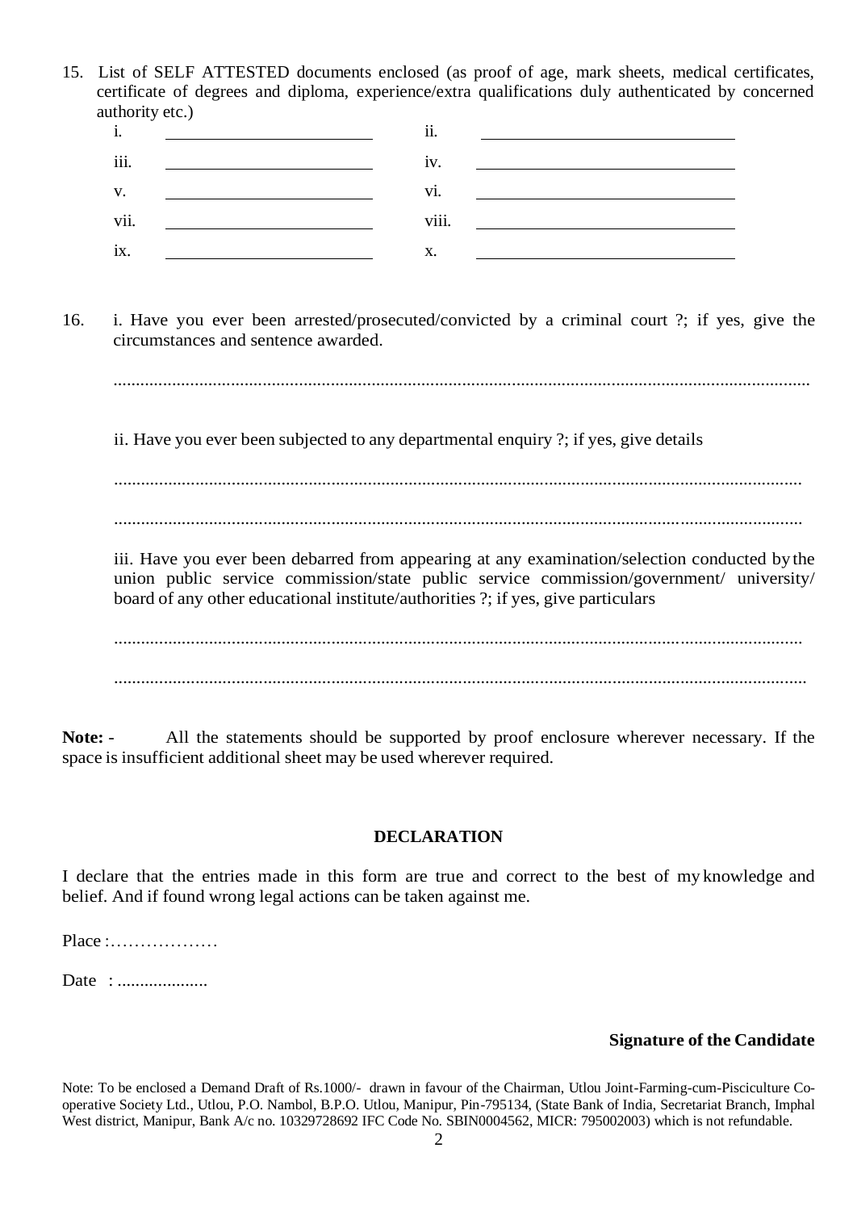15. List of SELF ATTESTED documents enclosed (as proof of age, mark sheets, medical certificates, certificate of degrees and diploma, experience/extra qualifications duly authenticated by concerned authority etc.)

| | |
|---|---|
| i. ______________________ | ii. ______________________ |
| iii. ______________________ | iv. ______________________ |
| v. ______________________ | vi. ______________________ |
| vii. ______________________ | viii. ______________________ |
| ix. ______________________ | x. ______________________ |

16. i. Have you ever been arrested/prosecuted/convicted by a criminal court ?; if yes, give the circumstances and sentence awarded.

.............................................................................................................................................

ii. Have you ever been subjected to any departmental enquiry ?; if yes, give details

.............................................................................................................................................

.............................................................................................................................................

iii. Have you ever been debarred from appearing at any examination/selection conducted by the union public service commission/state public service commission/government/ university/ board of any other educational institute/authorities ?; if yes, give particulars

.............................................................................................................................................

.............................................................................................................................................

**Note:** - All the statements should be supported by proof enclosure wherever necessary. If the space is insufficient additional sheet may be used wherever required.

**DECLARATION**

I declare that the entries made in this form are true and correct to the best of my knowledge and belief. And if found wrong legal actions can be taken against me.

Place :………………

Date : ....................

**Signature of the Candidate**

Note: To be enclosed a Demand Draft of Rs.1000/- drawn in favour of the Chairman, Utlou Joint-Farming-cum-Pisciculture Co-operative Society Ltd., Utlou, P.O. Nambol, B.P.O. Utlou, Manipur, Pin-795134, (State Bank of India, Secretariat Branch, Imphal West district, Manipur, Bank A/c no. 10329728692 IFC Code No. SBIN0004562, MICR: 795002003) which is not refundable.